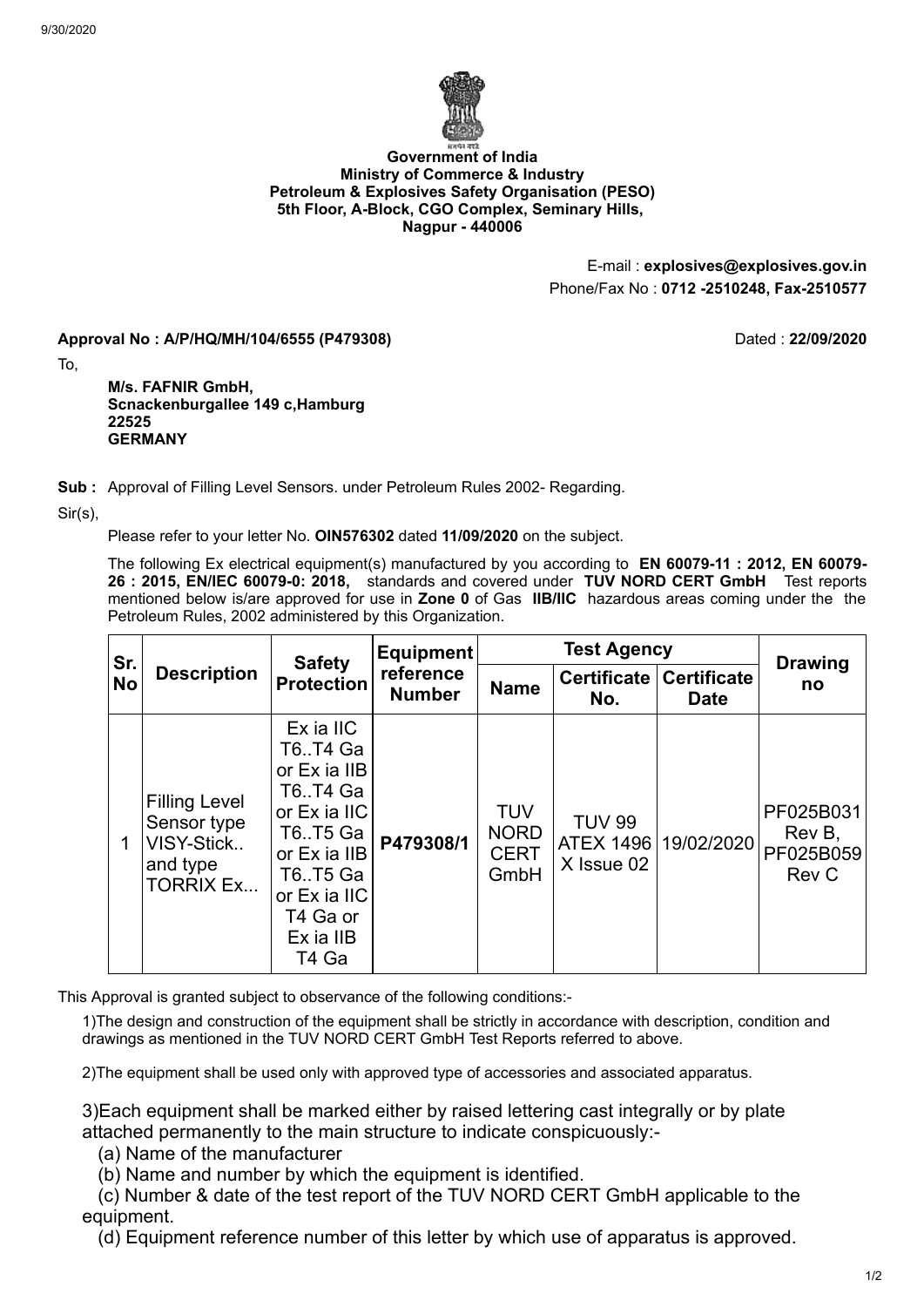**Government of India**
**Ministry of Commerce & Industry**
**Petroleum & Explosives Safety Organisation (PESO)**
**5th Floor, A-Block, CGO Complex, Seminary Hills,**
**Nagpur - 440006**

E-mail : **explosives@explosives.gov.in**
Phone/Fax No : **0712 -2510248, Fax-2510577**

**Approval No : A/P/HQ/MH/104/6555 (P479308)** Dated : **22/09/2020**

To,

**M/s. FAFNIR GmbH,**
**Scnackenburgallee 149 c,Hamburg**
**22525**
**GERMANY**

**Sub :** Approval of Filling Level Sensors. under Petroleum Rules 2002- Regarding.

Sir(s),

Please refer to your letter No. **OIN576302** dated **11/09/2020** on the subject.

The following Ex electrical equipment(s) manufactured by you according to **EN 60079-11 : 2012, EN 60079-26 : 2015, EN/IEC 60079-0: 2018,** standards and covered under **TUV NORD CERT GmbH** Test reports mentioned below is/are approved for use in **Zone 0** of Gas **IIB/IIC** hazardous areas coming under the the Petroleum Rules, 2002 administered by this Organization.

| Sr. No | Description | Safety Protection | Equipment reference Number | Test Agency | | | Drawing no |
|---|---|---|---|---|---|---|---|
| | | | | Name | Certificate No. | Certificate Date | |
| 1 | Filling Level Sensor type VISY-Stick.. and type TORRIX Ex... | Ex ia IIC T6..T4 Ga or Ex ia IIB T6..T4 Ga or Ex ia IIC T6..T5 Ga or Ex ia IIB T6..T5 Ga or Ex ia IIC T4 Ga or Ex ia IIB T4 Ga | P479308/1 | TUV NORD CERT GmbH | TUV 99 ATEX 1496 X Issue 02 | 19/02/2020 | PF025B031 Rev B, PF025B059 Rev C |

This Approval is granted subject to observance of the following conditions:-

1)The design and construction of the equipment shall be strictly in accordance with description, condition and drawings as mentioned in the TUV NORD CERT GmbH Test Reports referred to above.

2)The equipment shall be used only with approved type of accessories and associated apparatus.

3)Each equipment shall be marked either by raised lettering cast integrally or by plate attached permanently to the main structure to indicate conspicuously:-

(a) Name of the manufacturer

(b) Name and number by which the equipment is identified.

(c) Number & date of the test report of the TUV NORD CERT GmbH applicable to the equipment.

(d) Equipment reference number of this letter by which use of apparatus is approved.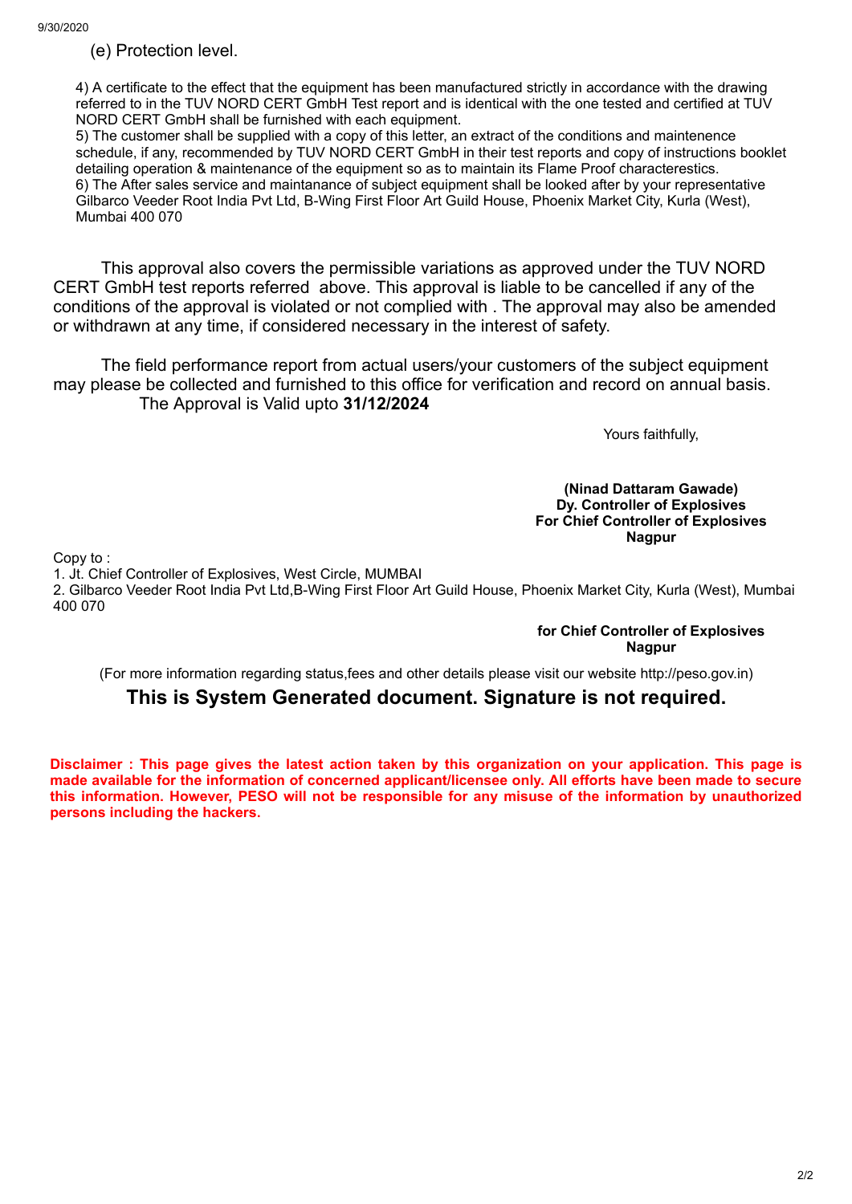(e) Protection level.

4) A certificate to the effect that the equipment has been manufactured strictly in accordance with the drawing referred to in the TUV NORD CERT GmbH Test report and is identical with the one tested and certified at TUV NORD CERT GmbH shall be furnished with each equipment.
5) The customer shall be supplied with a copy of this letter, an extract of the conditions and maintenence schedule, if any, recommended by TUV NORD CERT GmbH in their test reports and copy of instructions booklet detailing operation & maintenance of the equipment so as to maintain its Flame Proof characterestics.
6) The After sales service and maintanance of subject equipment shall be looked after by your representative Gilbarco Veeder Root India Pvt Ltd, B-Wing First Floor Art Guild House, Phoenix Market City, Kurla (West), Mumbai 400 070

This approval also covers the permissible variations as approved under the TUV NORD CERT GmbH test reports referred above. This approval is liable to be cancelled if any of the conditions of the approval is violated or not complied with . The approval may also be amended or withdrawn at any time, if considered necessary in the interest of safety.

The field performance report from actual users/your customers of the subject equipment may please be collected and furnished to this office for verification and record on annual basis.
The Approval is Valid upto **31/12/2024**

Yours faithfully,

**(Ninad Dattaram Gawade)**
**Dy. Controller of Explosives**
**For Chief Controller of Explosives**
**Nagpur**

Copy to :
1. Jt. Chief Controller of Explosives, West Circle, MUMBAI
2. Gilbarco Veeder Root India Pvt Ltd,B-Wing First Floor Art Guild House, Phoenix Market City, Kurla (West), Mumbai 400 070

**for Chief Controller of Explosives**
**Nagpur**

(For more information regarding status,fees and other details please visit our website http://peso.gov.in)

## This is System Generated document. Signature is not required.

**Disclaimer : This page gives the latest action taken by this organization on your application. This page is made available for the information of concerned applicant/licensee only. All efforts have been made to secure this information. However, PESO will not be responsible for any misuse of the information by unauthorized persons including the hackers.**